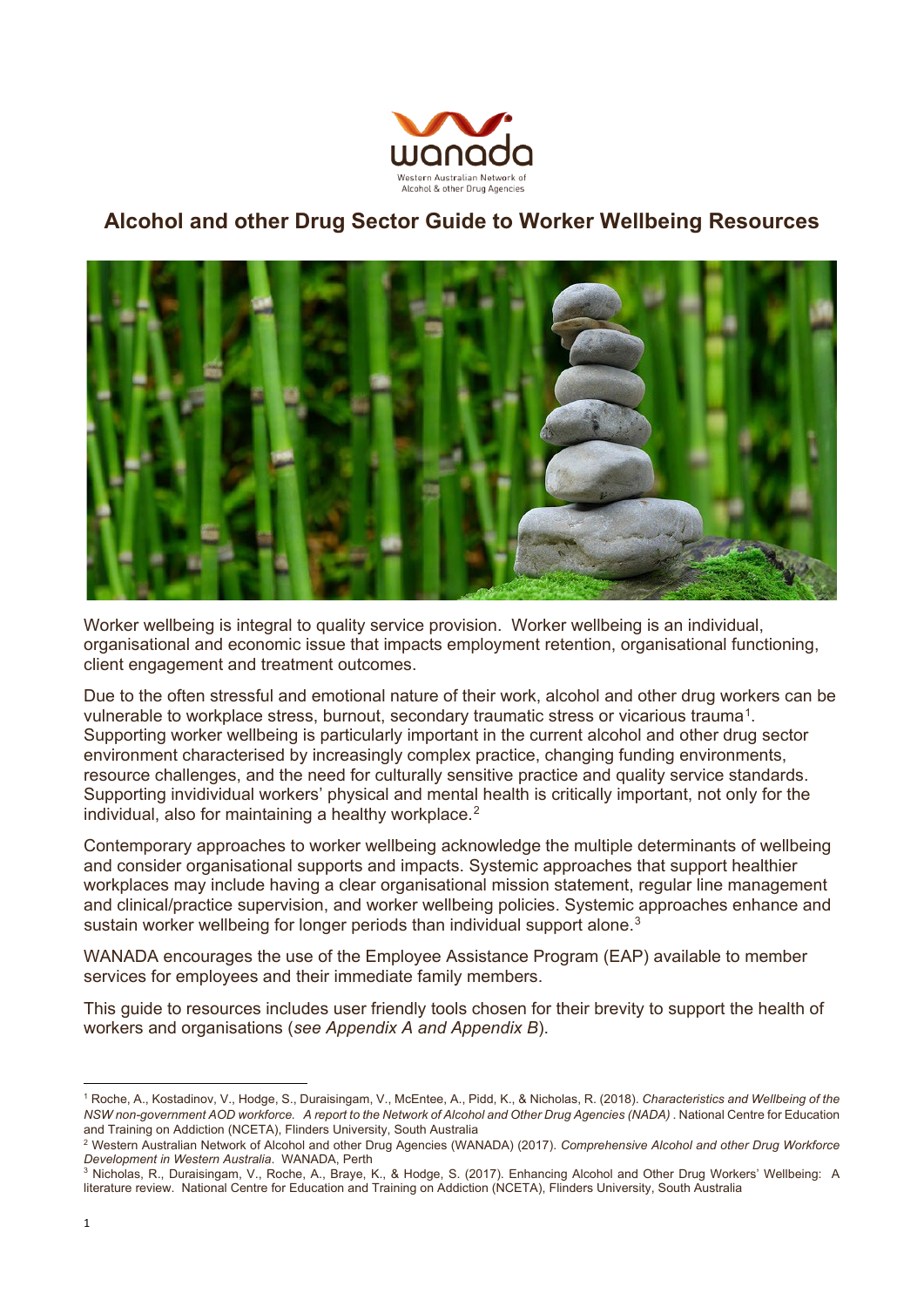# Alcohol and other Drug Sector Guide to Worker Wellbeing Resources

Worker wellbeing is integral to quality service provision. Worker wellbeing is an individual, organisational and economic issue that impacts employment retention, organisational functioning, client engagement and treatment outcomes.

Due to the often stressful and emotional nature of their work, alcohol and other drug workers can be vulnerable to workplace stress, burnout, secondary traumatic stress or vicarious trauma[1]. Supporting worker wellbeing is particularly important in the current alcohol and other drug sector environment characterised by increasingly complex practice, changing funding environments, resource challenges, and the need for culturally sensitive practice and quality service standards. Supporting invidividual workers' physical and mental health is critically important, not only for the individual, also for maintaining a healthy workplace.[2]

Contemporary approaches to worker wellbeing acknowledge the multiple determinants of wellbeing and consider organisational supports and impacts. Systemic approaches that support healthier workplaces may include having a clear organisational mission statement, regular line management and clinical/practice supervision, and worker wellbeing policies. Systemic approaches enhance and sustain worker wellbeing for longer periods than individual support alone.[3]

WANADA encourages the use of the Employee Assistance Program (EAP) available to member services for employees and their immediate family members.

This guide to resources includes user friendly tools chosen for their brevity to support the health of workers and organisations (*see Appendix A and Appendix B*).

---

[1] Roche, A., Kostadinov, V., Hodge, S., Duraisingam, V., McEntee, A., Pidd, K., & Nicholas, R. (2018). *Characteristics and Wellbeing of the NSW non-government AOD workforce. A report to the Network of Alcohol and Other Drug Agencies (NADA)*. National Centre for Education and Training on Addiction (NCETA), Flinders University, South Australia

[2] Western Australian Network of Alcohol and other Drug Agencies (WANADA) (2017). *Comprehensive Alcohol and other Drug Workforce Development in Western Australia.* WANADA, Perth

[3] Nicholas, R., Duraisingam, V., Roche, A., Braye, K., & Hodge, S. (2017). Enhancing Alcohol and Other Drug Workers' Wellbeing: A literature review. National Centre for Education and Training on Addiction (NCETA), Flinders University, South Australia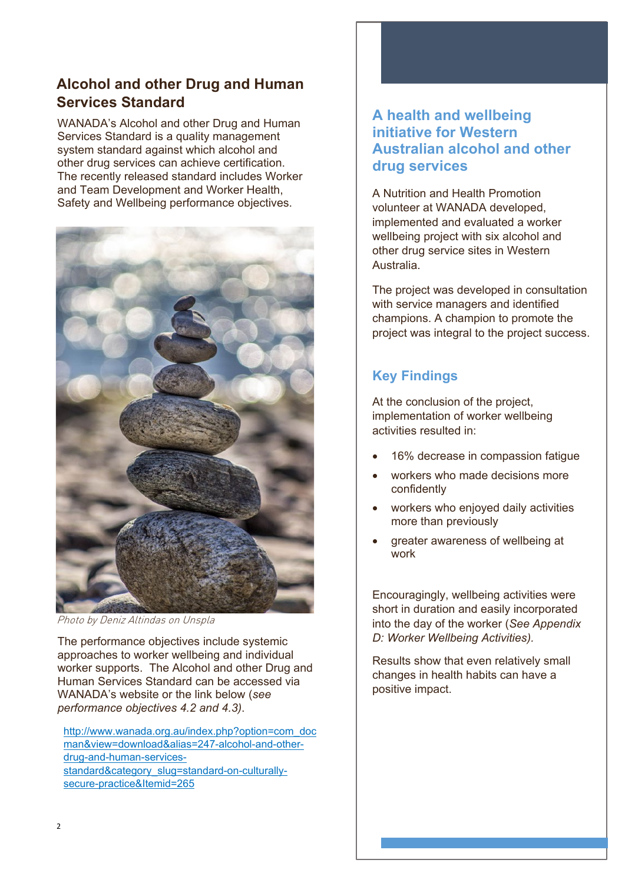## Alcohol and other Drug and Human Services Standard

WANADA's Alcohol and other Drug and Human Services Standard is a quality management system standard against which alcohol and other drug services can achieve certification. The recently released standard includes Worker and Team Development and Worker Health, Safety and Wellbeing performance objectives.

*Photo by Deniz Altindas on Unspla*

The performance objectives include systemic approaches to worker wellbeing and individual worker supports. The Alcohol and other Drug and Human Services Standard can be accessed via WANADA's website or the link below (*see performance objectives 4.2 and 4.3)*.

[http://www.wanada.org.au/index.php?option=com_docman&view=download&alias=247-alcohol-and-other-drug-and-human-services-standard&category_slug=standard-on-culturally-secure-practice&Itemid=265](http://www.wanada.org.au/index.php?option=com_docman&view=download&alias=247-alcohol-and-other-drug-and-human-services-standard&category_slug=standard-on-culturally-secure-practice&Itemid=265)

## A health and wellbeing initiative for Western Australian alcohol and other drug services

A Nutrition and Health Promotion volunteer at WANADA developed, implemented and evaluated a worker wellbeing project with six alcohol and other drug service sites in Western Australia.

The project was developed in consultation with service managers and identified champions. A champion to promote the project was integral to the project success.

### Key Findings

At the conclusion of the project, implementation of worker wellbeing activities resulted in:

- 16% decrease in compassion fatigue
- workers who made decisions more confidently
- workers who enjoyed daily activities more than previously
- greater awareness of wellbeing at work

Encouragingly, wellbeing activities were short in duration and easily incorporated into the day of the worker (*See Appendix D: Worker Wellbeing Activities).*

Results show that even relatively small changes in health habits can have a positive impact.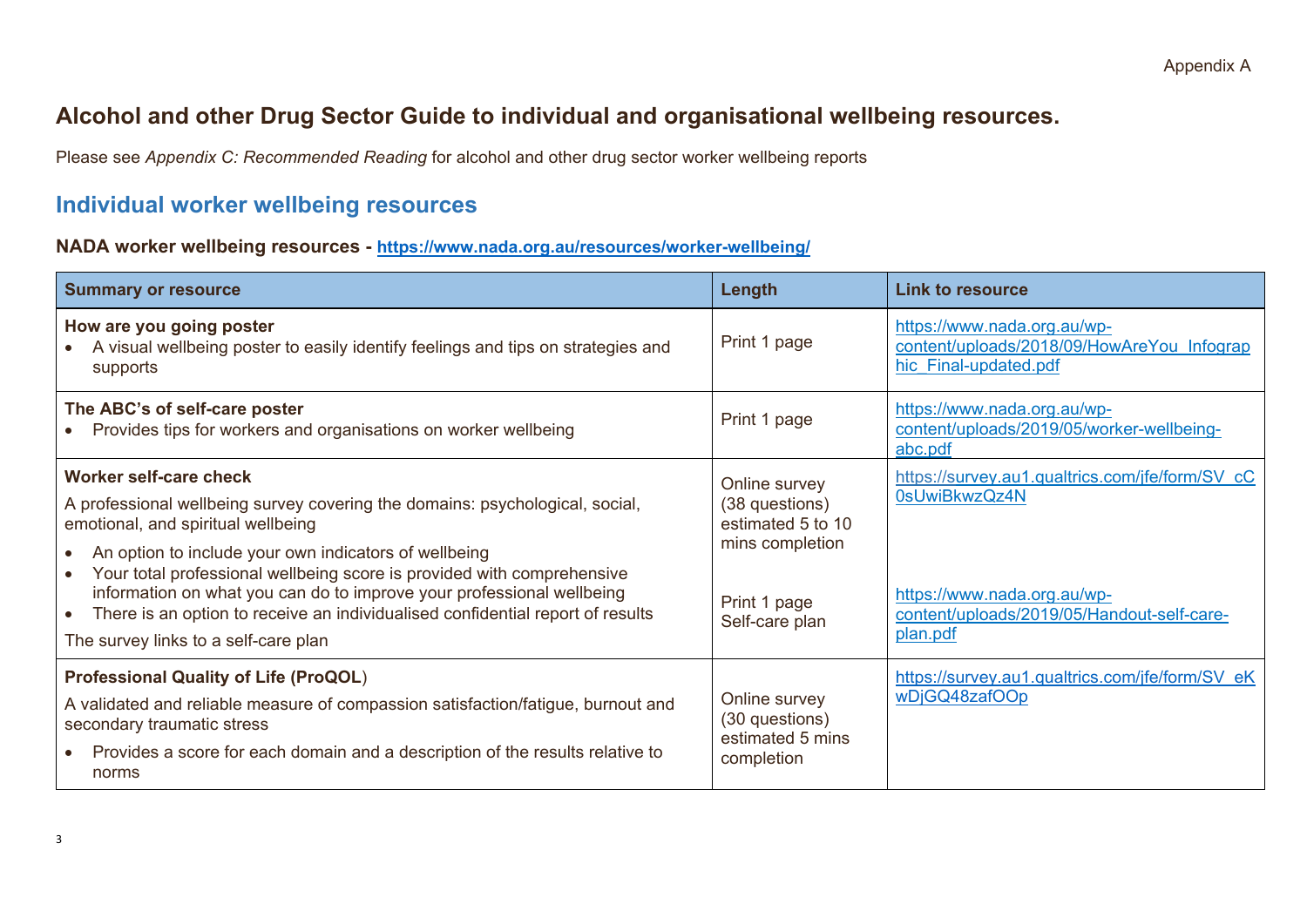Appendix A

# Alcohol and other Drug Sector Guide to individual and organisational wellbeing resources.

Please see *Appendix C: Recommended Reading* for alcohol and other drug sector worker wellbeing reports

## Individual worker wellbeing resources

### NADA worker wellbeing resources - https://www.nada.org.au/resources/worker-wellbeing/

| Summary or resource | Length | Link to resource |
|---|---|---|
| **How are you going poster**<br>• A visual wellbeing poster to easily identify feelings and tips on strategies and supports | Print 1 page | https://www.nada.org.au/wp-content/uploads/2018/09/HowAreYou_Infographic_Final-updated.pdf |
| **The ABC's of self-care poster**<br>• Provides tips for workers and organisations on worker wellbeing | Print 1 page | https://www.nada.org.au/wp-content/uploads/2019/05/worker-wellbeing-abc.pdf |
| **Worker self-care check**<br>A professional wellbeing survey covering the domains: psychological, social, emotional, and spiritual wellbeing<br>• An option to include your own indicators of wellbeing<br>• Your total professional wellbeing score is provided with comprehensive information on what you can do to improve your professional wellbeing<br>• There is an option to receive an individualised confidential report of results<br>The survey links to a self-care plan | Online survey (38 questions) estimated 5 to 10 mins completion<br><br>Print 1 page Self-care plan | https://survey.au1.qualtrics.com/jfe/form/SV_cC0sUwiBkwzQz4N<br><br>https://www.nada.org.au/wp-content/uploads/2019/05/Handout-self-care-plan.pdf |
| **Professional Quality of Life (ProQOL)**<br>A validated and reliable measure of compassion satisfaction/fatigue, burnout and secondary traumatic stress<br>• Provides a score for each domain and a description of the results relative to norms | Online survey (30 questions) estimated 5 mins completion | https://survey.au1.qualtrics.com/jfe/form/SV_eKwDjGQ48zafOOp |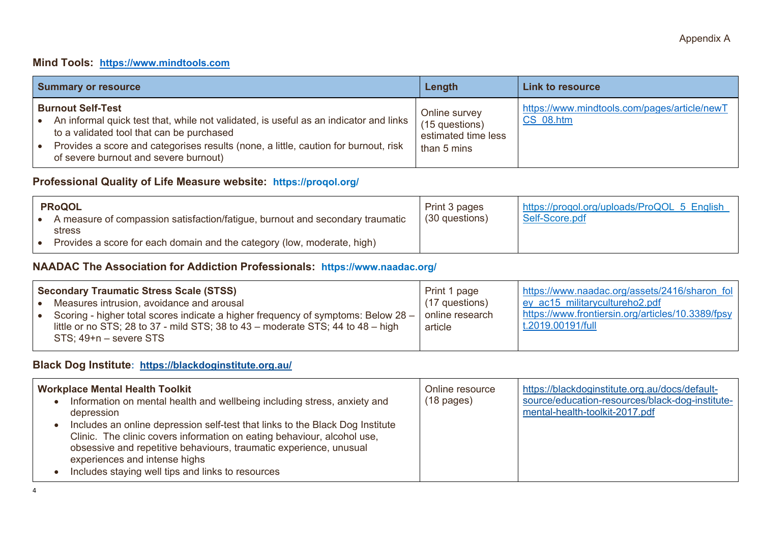Appendix A

## Mind Tools: https://www.mindtools.com

| Summary or resource | Length | Link to resource |
| --- | --- | --- |
| **Burnout Self-Test**<br>• An informal quick test that, while not validated, is useful as an indicator and links to a validated tool that can be purchased<br>• Provides a score and categorises results (none, a little, caution for burnout, risk of severe burnout and severe burnout) | Online survey (15 questions) estimated time less than 5 mins | https://www.mindtools.com/pages/article/newTCS_08.htm |

## Professional Quality of Life Measure website: https://proqol.org/

| | | |
| --- | --- | --- |
| **PRoQOL**<br>• A measure of compassion satisfaction/fatigue, burnout and secondary traumatic stress<br>• Provides a score for each domain and the category (low, moderate, high) | Print 3 pages (30 questions) | https://proqol.org/uploads/ProQOL_5_English_Self-Score.pdf |

## NAADAC The Association for Addiction Professionals: https://www.naadac.org/

| | | |
| --- | --- | --- |
| **Secondary Traumatic Stress Scale (STSS)**<br>• Measures intrusion, avoidance and arousal<br>• Scoring - higher total scores indicate a higher frequency of symptoms: Below 28 – little or no STS; 28 to 37 - mild STS; 38 to 43 – moderate STS; 44 to 48 – high STS; 49+n – severe STS | Print 1 page (17 questions) online research article | https://www.naadac.org/assets/2416/sharon_foley_ac15_militarycultureho2.pdf<br>https://www.frontiersin.org/articles/10.3389/fpsyt.2019.00191/full |

## Black Dog Institute: https://blackdoginstitute.org.au/

| | | |
| --- | --- | --- |
| **Workplace Mental Health Toolkit**<br>• Information on mental health and wellbeing including stress, anxiety and depression<br>• Includes an online depression self-test that links to the Black Dog Institute Clinic. The clinic covers information on eating behaviour, alcohol use, obsessive and repetitive behaviours, traumatic experience, unusual experiences and intense highs<br>• Includes staying well tips and links to resources | Online resource (18 pages) | https://blackdoginstitute.org.au/docs/default-source/education-resources/black-dog-institute-mental-health-toolkit-2017.pdf |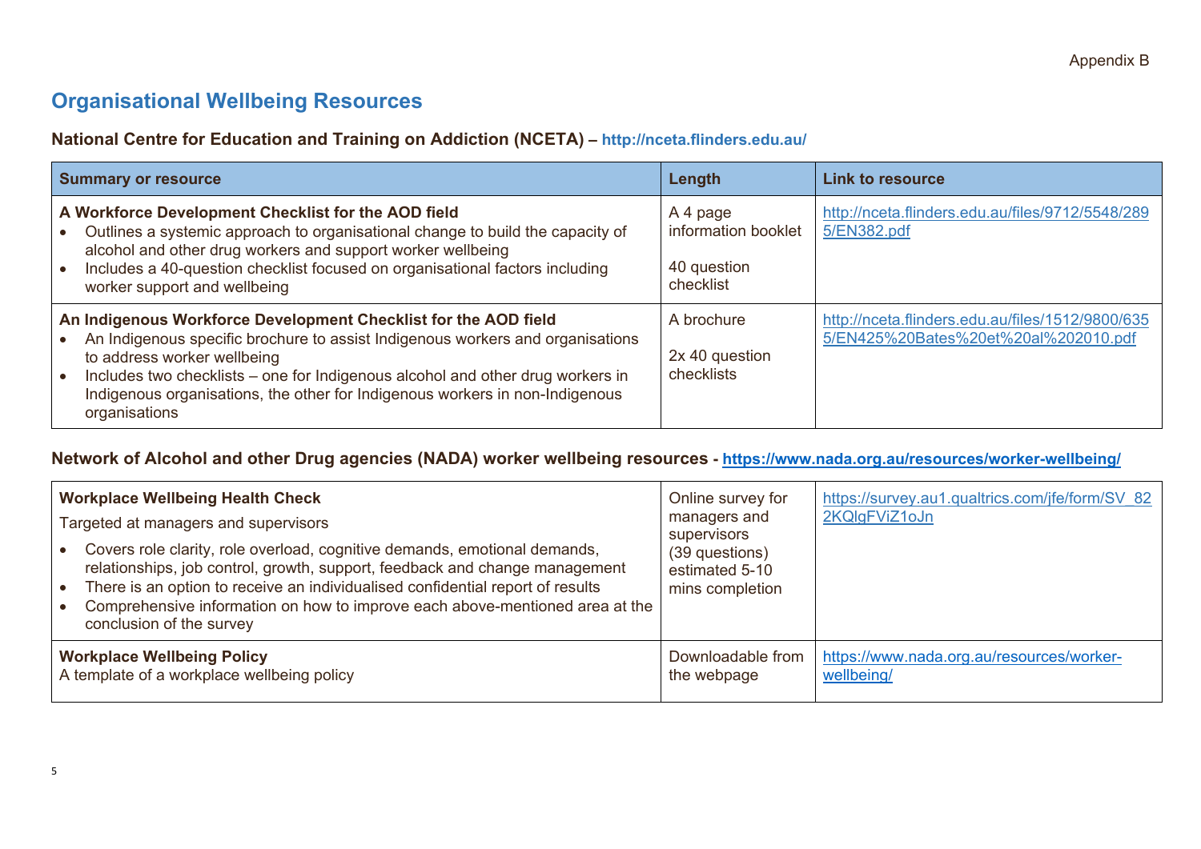Appendix B

# Organisational Wellbeing Resources

### National Centre for Education and Training on Addiction (NCETA) – http://nceta.flinders.edu.au/

| Summary or resource | Length | Link to resource |
|---|---|---|
| **A Workforce Development Checklist for the AOD field**<br>• Outlines a systemic approach to organisational change to build the capacity of alcohol and other drug workers and support worker wellbeing<br>• Includes a 40-question checklist focused on organisational factors including worker support and wellbeing | A 4 page information booklet<br><br>40 question checklist | http://nceta.flinders.edu.au/files/9712/5548/2895/EN382.pdf |
| **An Indigenous Workforce Development Checklist for the AOD field**<br>• An Indigenous specific brochure to assist Indigenous workers and organisations to address worker wellbeing<br>• Includes two checklists – one for Indigenous alcohol and other drug workers in Indigenous organisations, the other for Indigenous workers in non-Indigenous organisations | A brochure<br><br>2x 40 question checklists | http://nceta.flinders.edu.au/files/1512/9800/6355/EN425%20Bates%20et%20al%202010.pdf |

### Network of Alcohol and other Drug agencies (NADA) worker wellbeing resources - https://www.nada.org.au/resources/worker-wellbeing/

| Summary or resource | Length | Link to resource |
|---|---|---|
| **Workplace Wellbeing Health Check**<br>Targeted at managers and supervisors<br>• Covers role clarity, role overload, cognitive demands, emotional demands, relationships, job control, growth, support, feedback and change management<br>• There is an option to receive an individualised confidential report of results<br>• Comprehensive information on how to improve each above-mentioned area at the conclusion of the survey | Online survey for managers and supervisors (39 questions) estimated 5-10 mins completion | https://survey.au1.qualtrics.com/jfe/form/SV_822KQlgFViZ1oJn |
| **Workplace Wellbeing Policy**<br>A template of a workplace wellbeing policy | Downloadable from the webpage | https://www.nada.org.au/resources/worker-wellbeing/ |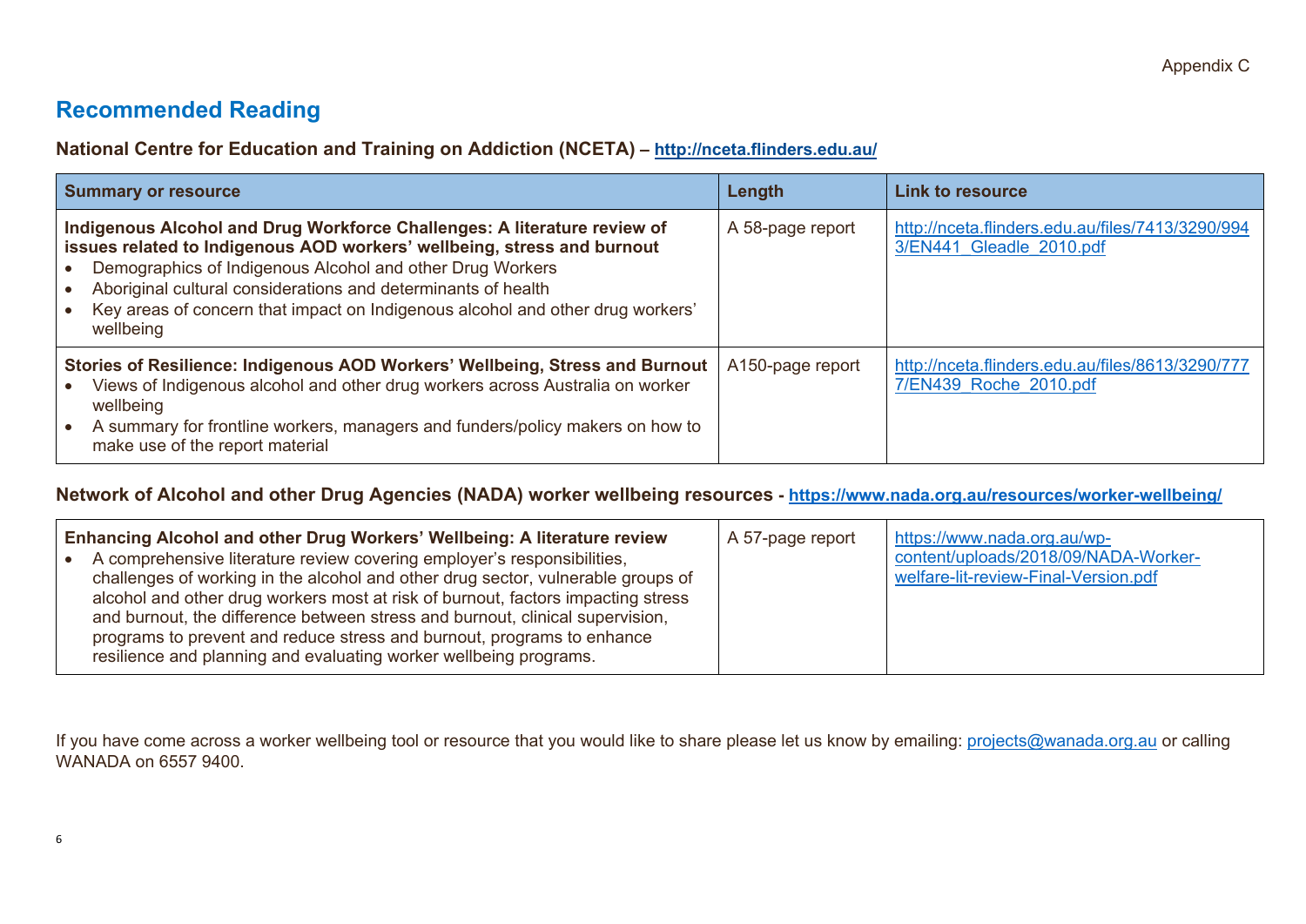Appendix C

# Recommended Reading

### National Centre for Education and Training on Addiction (NCETA) – http://nceta.flinders.edu.au/

| Summary or resource | Length | Link to resource |
|---|---|---|
| **Indigenous Alcohol and Drug Workforce Challenges: A literature review of issues related to Indigenous AOD workers' wellbeing, stress and burnout**<br>• Demographics of Indigenous Alcohol and other Drug Workers<br>• Aboriginal cultural considerations and determinants of health<br>• Key areas of concern that impact on Indigenous alcohol and other drug workers' wellbeing | A 58-page report | http://nceta.flinders.edu.au/files/7413/3290/9943/EN441_Gleadle_2010.pdf |
| **Stories of Resilience: Indigenous AOD Workers' Wellbeing, Stress and Burnout**<br>• Views of Indigenous alcohol and other drug workers across Australia on worker wellbeing<br>• A summary for frontline workers, managers and funders/policy makers on how to make use of the report material | A150-page report | http://nceta.flinders.edu.au/files/8613/3290/7777/EN439_Roche_2010.pdf |

### Network of Alcohol and other Drug Agencies (NADA) worker wellbeing resources - https://www.nada.org.au/resources/worker-wellbeing/

| Summary or resource | Length | Link to resource |
|---|---|---|
| **Enhancing Alcohol and other Drug Workers' Wellbeing: A literature review**<br>• A comprehensive literature review covering employer's responsibilities, challenges of working in the alcohol and other drug sector, vulnerable groups of alcohol and other drug workers most at risk of burnout, factors impacting stress and burnout, the difference between stress and burnout, clinical supervision, programs to prevent and reduce stress and burnout, programs to enhance resilience and planning and evaluating worker wellbeing programs. | A 57-page report | https://www.nada.org.au/wp-content/uploads/2018/09/NADA-Worker-welfare-lit-review-Final-Version.pdf |

If you have come across a worker wellbeing tool or resource that you would like to share please let us know by emailing: projects@wanada.org.au or calling WANADA on 6557 9400.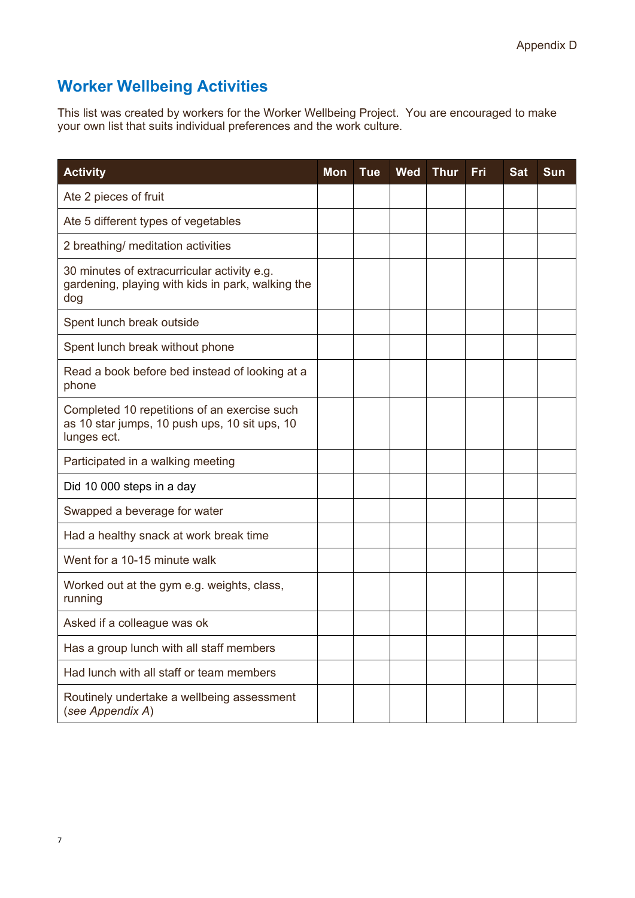Appendix D

# Worker Wellbeing Activities

This list was created by workers for the Worker Wellbeing Project. You are encouraged to make your own list that suits individual preferences and the work culture.

| Activity | Mon | Tue | Wed | Thur | Fri | Sat | Sun |
|---|---|---|---|---|---|---|---|
| Ate 2 pieces of fruit | | | | | | | |
| Ate 5 different types of vegetables | | | | | | | |
| 2 breathing/ meditation activities | | | | | | | |
| 30 minutes of extracurricular activity e.g. gardening, playing with kids in park, walking the dog | | | | | | | |
| Spent lunch break outside | | | | | | | |
| Spent lunch break without phone | | | | | | | |
| Read a book before bed instead of looking at a phone | | | | | | | |
| Completed 10 repetitions of an exercise such as 10 star jumps, 10 push ups, 10 sit ups, 10 lunges ect. | | | | | | | |
| Participated in a walking meeting | | | | | | | |
| Did 10 000 steps in a day | | | | | | | |
| Swapped a beverage for water | | | | | | | |
| Had a healthy snack at work break time | | | | | | | |
| Went for a 10-15 minute walk | | | | | | | |
| Worked out at the gym e.g. weights, class, running | | | | | | | |
| Asked if a colleague was ok | | | | | | | |
| Has a group lunch with all staff members | | | | | | | |
| Had lunch with all staff or team members | | | | | | | |
| Routinely undertake a wellbeing assessment (*see Appendix A*) | | | | | | | |